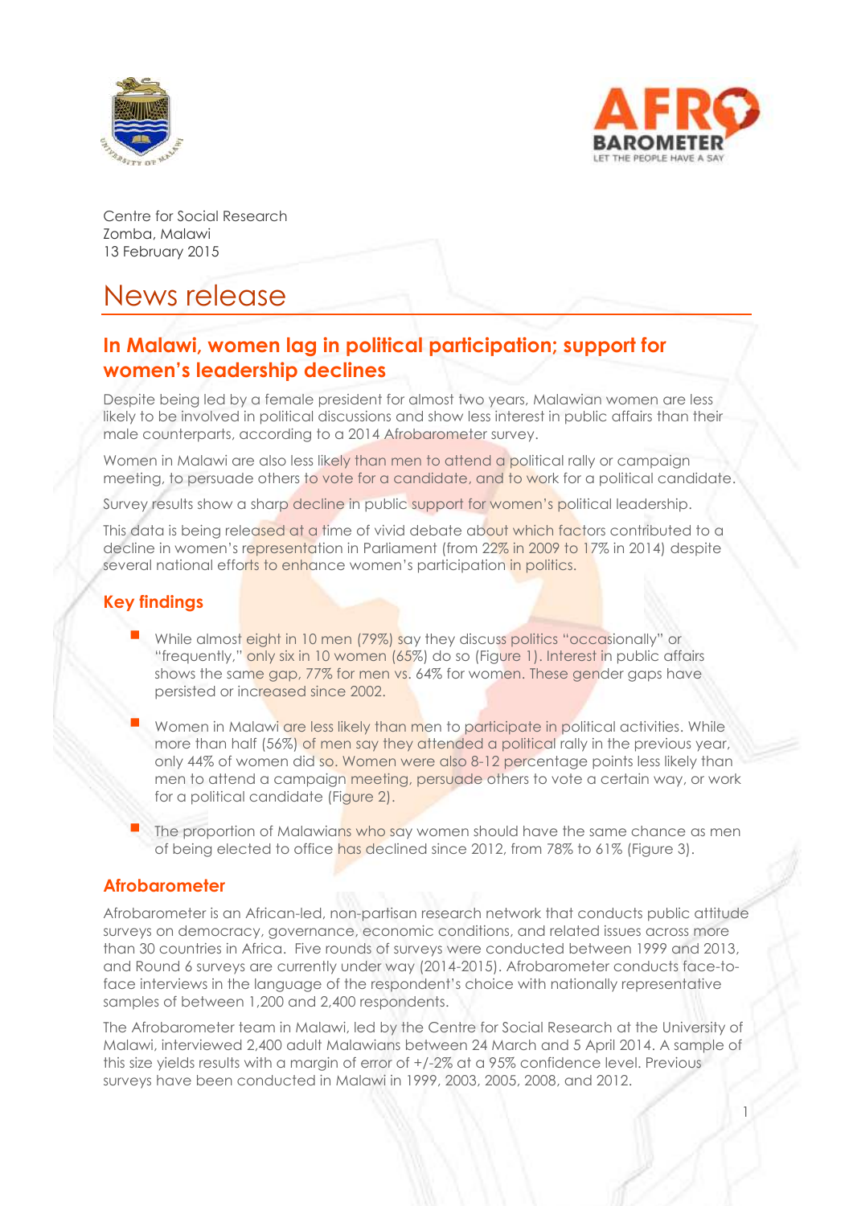Centre for Social Research
Zomba, Malawi
13 February 2015

# News release

## In Malawi, women lag in political participation; support for women's leadership declines

Despite being led by a female president for almost two years, Malawian women are less likely to be involved in political discussions and show less interest in public affairs than their male counterparts, according to a 2014 Afrobarometer survey.

Women in Malawi are also less likely than men to attend a political rally or campaign meeting, to persuade others to vote for a candidate, and to work for a political candidate.

Survey results show a sharp decline in public support for women's political leadership.

This data is being released at a time of vivid debate about which factors contributed to a decline in women's representation in Parliament (from 22% in 2009 to 17% in 2014) despite several national efforts to enhance women's participation in politics.

## Key findings

- While almost eight in 10 men (79%) say they discuss politics "occasionally" or "frequently," only six in 10 women (65%) do so (Figure 1). Interest in public affairs shows the same gap, 77% for men vs. 64% for women. These gender gaps have persisted or increased since 2002.
- Women in Malawi are less likely than men to participate in political activities. While more than half (56%) of men say they attended a political rally in the previous year, only 44% of women did so. Women were also 8-12 percentage points less likely than men to attend a campaign meeting, persuade others to vote a certain way, or work for a political candidate (Figure 2).
- The proportion of Malawians who say women should have the same chance as men of being elected to office has declined since 2012, from 78% to 61% (Figure 3).

## Afrobarometer

Afrobarometer is an African-led, non-partisan research network that conducts public attitude surveys on democracy, governance, economic conditions, and related issues across more than 30 countries in Africa. Five rounds of surveys were conducted between 1999 and 2013, and Round 6 surveys are currently under way (2014-2015). Afrobarometer conducts face-to-face interviews in the language of the respondent's choice with nationally representative samples of between 1,200 and 2,400 respondents.

The Afrobarometer team in Malawi, led by the Centre for Social Research at the University of Malawi, interviewed 2,400 adult Malawians between 24 March and 5 April 2014. A sample of this size yields results with a margin of error of +/-2% at a 95% confidence level. Previous surveys have been conducted in Malawi in 1999, 2003, 2005, 2008, and 2012.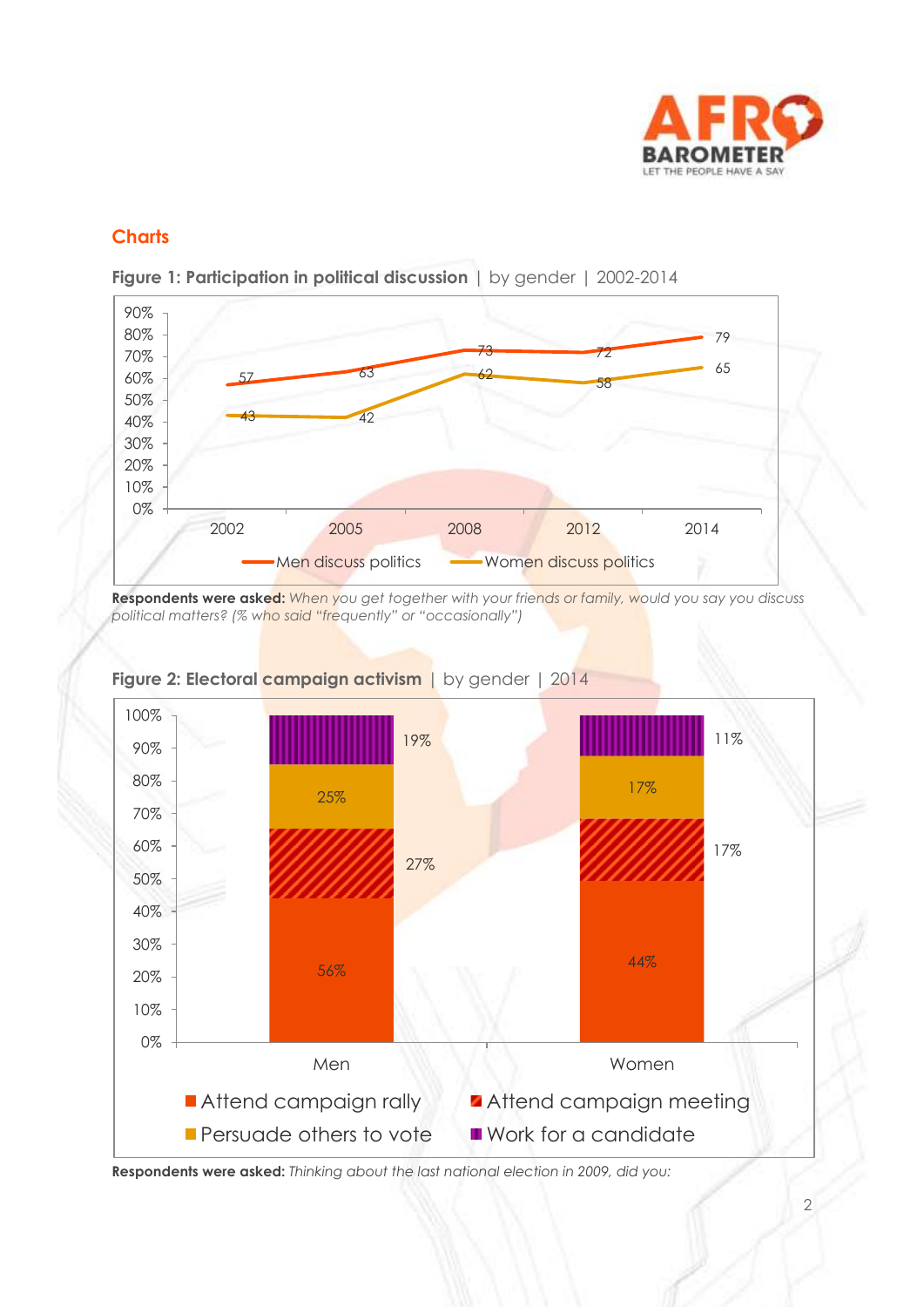## Charts

**Figure 1: Participation in political discussion** | by gender | 2002-2014

| | 2002 | 2005 | 2008 | 2012 | 2014 |
|---|---|---|---|---|---|
| Men discuss politics | 57 | 63 | 73 | 72 | 79 |
| Women discuss politics | 43 | 42 | 62 | 58 | 65 |

**Respondents were asked:** *When you get together with your friends or family, would you say you discuss political matters? (% who said "frequently" or "occasionally")*

**Figure 2: Electoral campaign activism** | by gender | 2014

| | Men | Women |
|---|---|---|
| Attend campaign rally | 56% | 44% |
| Attend campaign meeting | 27% | 17% |
| Persuade others to vote | 25% | 17% |
| Work for a candidate | 19% | 11% |

**Respondents were asked:** *Thinking about the last national election in 2009, did you:*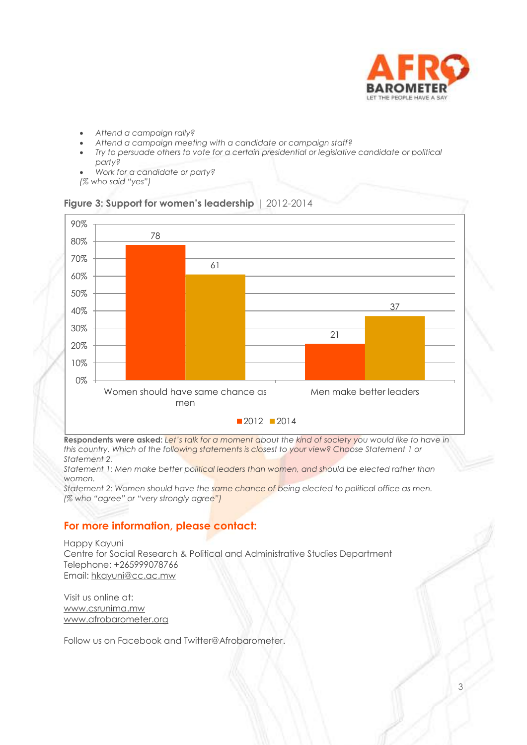- *Attend a campaign rally?*
- *Attend a campaign meeting with a candidate or campaign staff?*
- *Try to persuade others to vote for a certain presidential or legislative candidate or political party?*
- *Work for a candidate or party?*

*(% who said "yes")*

**Figure 3: Support for women's leadership** | 2012-2014

90%
80%
70%
60%
50%
40%
30%
20%
10%
0%

Women should have same chance as men: 78, 61

Men make better leaders: 21, 37

2012 2014

**Respondents were asked:** *Let's talk for a moment about the kind of society you would like to have in this country. Which of the following statements is closest to your view? Choose Statement 1 or Statement 2.*

*Statement 1: Men make better political leaders than women, and should be elected rather than women.*

*Statement 2: Women should have the same chance of being elected to political office as men.*

*(% who "agree" or "very strongly agree")*

## For more information, please contact:

Happy Kayuni
Centre for Social Research & Political and Administrative Studies Department
Telephone: +265999078766
Email: hkayuni@cc.ac.mw

Visit us online at:
www.csrunima.mw
www.afrobarometer.org

Follow us on Facebook and Twitter@Afrobarometer.